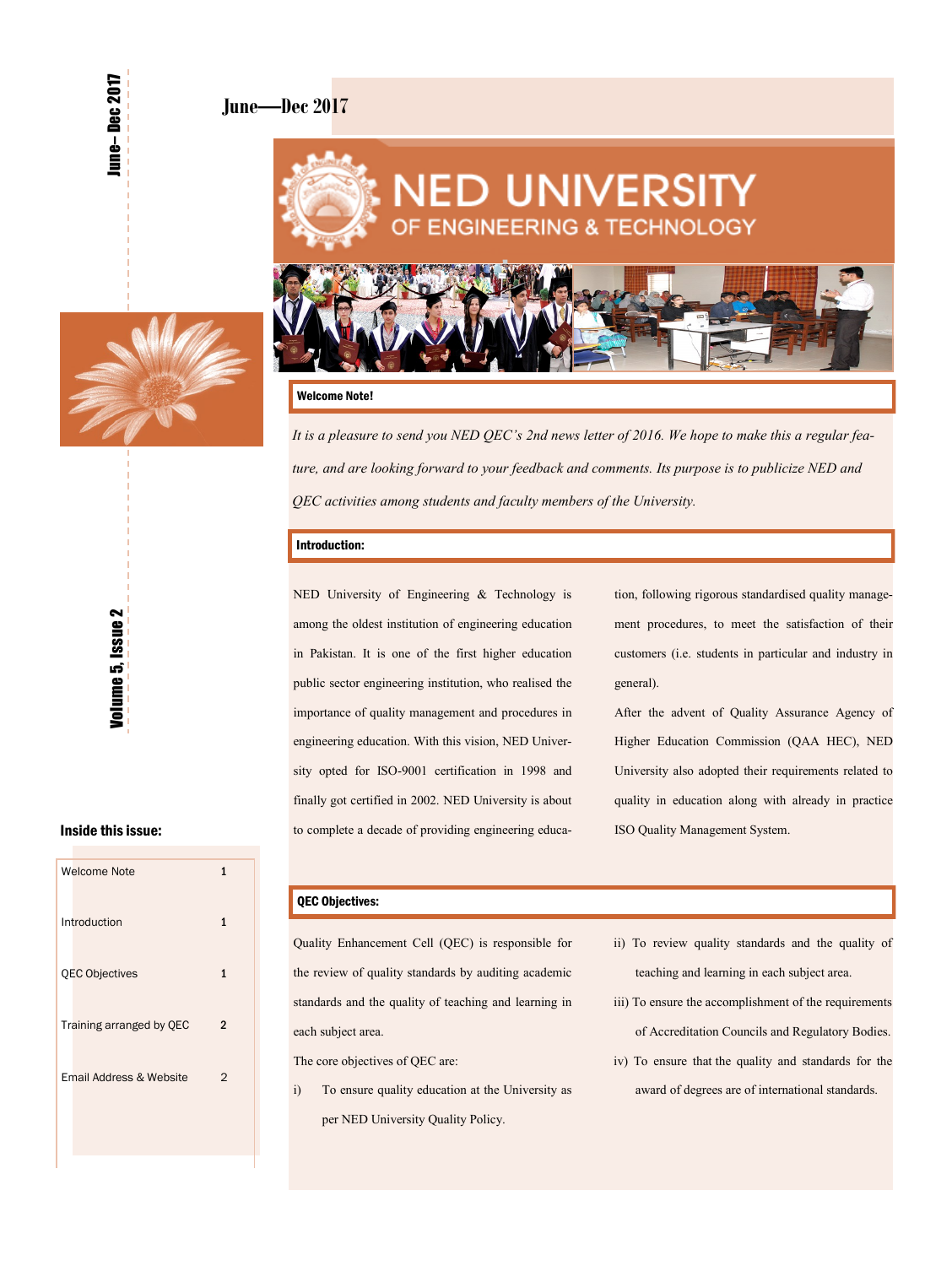June—Dec 2017

# NED UNIVERSITY OF ENGINEERING & TECHNOLOGY

Volume 5, Issue 2

### Inside this issue:

| | |
|---|---|
| Welcome Note | 1 |
| Introduction | 1 |
| QEC Objectives | 1 |
| Training arranged by QEC | 2 |
| Email Address & Website | 2 |

## Welcome Note!

*It is a pleasure to send you NED QEC's 2nd news letter of 2016. We hope to make this a regular feature, and are looking forward to your feedback and comments. Its purpose is to publicize NED and QEC activities among students and faculty members of the University.*

## Introduction:

NED University of Engineering & Technology is among the oldest institution of engineering education in Pakistan. It is one of the first higher education public sector engineering institution, who realised the importance of quality management and procedures in engineering education. With this vision, NED University opted for ISO-9001 certification in 1998 and finally got certified in 2002. NED University is about to complete a decade of providing engineering education, following rigorous standardised quality management procedures, to meet the satisfaction of their customers (i.e. students in particular and industry in general).

After the advent of Quality Assurance Agency of Higher Education Commission (QAA HEC), NED University also adopted their requirements related to quality in education along with already in practice ISO Quality Management System.

## QEC Objectives:

Quality Enhancement Cell (QEC) is responsible for the review of quality standards by auditing academic standards and the quality of teaching and learning in each subject area.

The core objectives of QEC are:

i) To ensure quality education at the University as per NED University Quality Policy.

ii) To review quality standards and the quality of teaching and learning in each subject area.

iii) To ensure the accomplishment of the requirements of Accreditation Councils and Regulatory Bodies.

iv) To ensure that the quality and standards for the award of degrees are of international standards.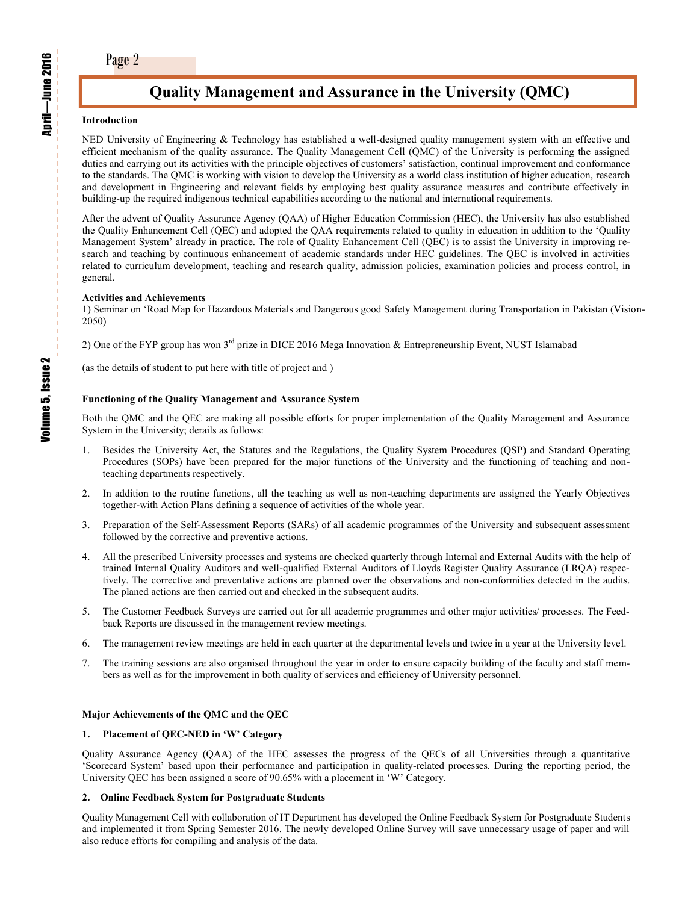# Quality Management and Assurance in the University (QMC)

**Introduction**

NED University of Engineering & Technology has established a well-designed quality management system with an effective and efficient mechanism of the quality assurance. The Quality Management Cell (QMC) of the University is performing the assigned duties and carrying out its activities with the principle objectives of customers' satisfaction, continual improvement and conformance to the standards. The QMC is working with vision to develop the University as a world class institution of higher education, research and development in Engineering and relevant fields by employing best quality assurance measures and contribute effectively in building-up the required indigenous technical capabilities according to the national and international requirements.

After the advent of Quality Assurance Agency (QAA) of Higher Education Commission (HEC), the University has also established the Quality Enhancement Cell (QEC) and adopted the QAA requirements related to quality in education in addition to the 'Quality Management System' already in practice. The role of Quality Enhancement Cell (QEC) is to assist the University in improving research and teaching by continuous enhancement of academic standards under HEC guidelines. The QEC is involved in activities related to curriculum development, teaching and research quality, admission policies, examination policies and process control, in general.

**Activities and Achievements**

1) Seminar on 'Road Map for Hazardous Materials and Dangerous good Safety Management during Transportation in Pakistan (Vision-2050)

2) One of the FYP group has won 3rd prize in DICE 2016 Mega Innovation & Entrepreneurship Event, NUST Islamabad

(as the details of student to put here with title of project and )

**Functioning of the Quality Management and Assurance System**

Both the QMC and the QEC are making all possible efforts for proper implementation of the Quality Management and Assurance System in the University; derails as follows:

1. Besides the University Act, the Statutes and the Regulations, the Quality System Procedures (QSP) and Standard Operating Procedures (SOPs) have been prepared for the major functions of the University and the functioning of teaching and non-teaching departments respectively.
2. In addition to the routine functions, all the teaching as well as non-teaching departments are assigned the Yearly Objectives together-with Action Plans defining a sequence of activities of the whole year.
3. Preparation of the Self-Assessment Reports (SARs) of all academic programmes of the University and subsequent assessment followed by the corrective and preventive actions.
4. All the prescribed University processes and systems are checked quarterly through Internal and External Audits with the help of trained Internal Quality Auditors and well-qualified External Auditors of Lloyds Register Quality Assurance (LRQA) respectively. The corrective and preventative actions are planned over the observations and non-conformities detected in the audits. The planed actions are then carried out and checked in the subsequent audits.
5. The Customer Feedback Surveys are carried out for all academic programmes and other major activities/ processes. The Feedback Reports are discussed in the management review meetings.
6. The management review meetings are held in each quarter at the departmental levels and twice in a year at the University level.
7. The training sessions are also organised throughout the year in order to ensure capacity building of the faculty and staff members as well as for the improvement in both quality of services and efficiency of University personnel.

**Major Achievements of the QMC and the QEC**

**1. Placement of QEC-NED in 'W' Category**

Quality Assurance Agency (QAA) of the HEC assesses the progress of the QECs of all Universities through a quantitative 'Scorecard System' based upon their performance and participation in quality-related processes. During the reporting period, the University QEC has been assigned a score of 90.65% with a placement in 'W' Category.

**2. Online Feedback System for Postgraduate Students**

Quality Management Cell with collaboration of IT Department has developed the Online Feedback System for Postgraduate Students and implemented it from Spring Semester 2016. The newly developed Online Survey will save unnecessary usage of paper and will also reduce efforts for compiling and analysis of the data.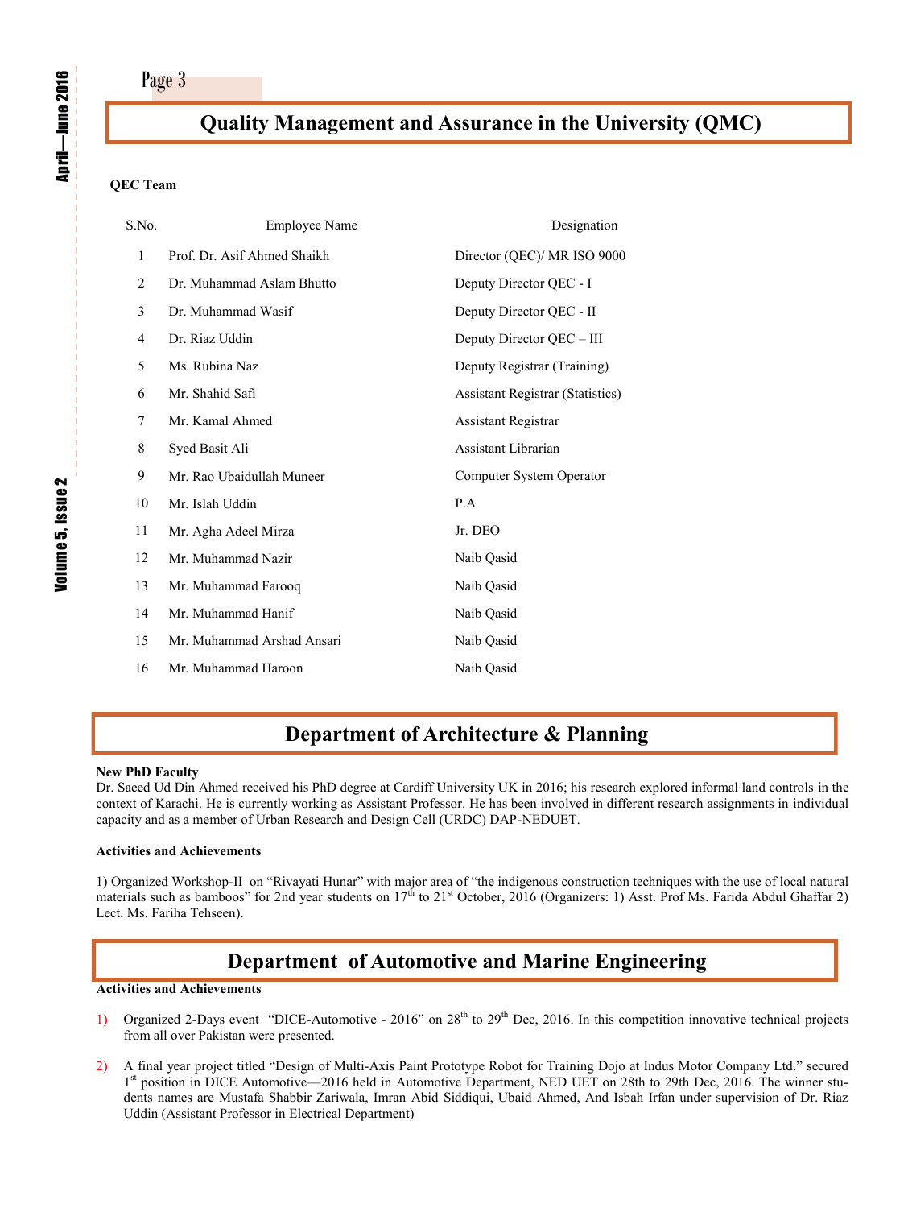## Quality Management and Assurance in the University (QMC)

**QEC Team**

| S.No. | Employee Name | Designation |
|---|---|---|
| 1 | Prof. Dr. Asif Ahmed Shaikh | Director (QEC)/ MR ISO 9000 |
| 2 | Dr. Muhammad Aslam Bhutto | Deputy Director QEC - I |
| 3 | Dr. Muhammad Wasif | Deputy Director QEC - II |
| 4 | Dr. Riaz Uddin | Deputy Director QEC – III |
| 5 | Ms. Rubina Naz | Deputy Registrar (Training) |
| 6 | Mr. Shahid Safi | Assistant Registrar (Statistics) |
| 7 | Mr. Kamal Ahmed | Assistant Registrar |
| 8 | Syed Basit Ali | Assistant Librarian |
| 9 | Mr. Rao Ubaidullah Muneer | Computer System Operator |
| 10 | Mr. Islah Uddin | P.A |
| 11 | Mr. Agha Adeel Mirza | Jr. DEO |
| 12 | Mr. Muhammad Nazir | Naib Qasid |
| 13 | Mr. Muhammad Farooq | Naib Qasid |
| 14 | Mr. Muhammad Hanif | Naib Qasid |
| 15 | Mr. Muhammad Arshad Ansari | Naib Qasid |
| 16 | Mr. Muhammad Haroon | Naib Qasid |

## Department of Architecture & Planning

**New PhD Faculty**

Dr. Saeed Ud Din Ahmed received his PhD degree at Cardiff University UK in 2016; his research explored informal land controls in the context of Karachi. He is currently working as Assistant Professor. He has been involved in different research assignments in individual capacity and as a member of Urban Research and Design Cell (URDC) DAP-NEDUET.

**Activities and Achievements**

1) Organized Workshop-II on "Rivayati Hunar" with major area of "the indigenous construction techniques with the use of local natural materials such as bamboos" for 2nd year students on 17th to 21st October, 2016 (Organizers: 1) Asst. Prof Ms. Farida Abdul Ghaffar 2) Lect. Ms. Fariha Tehseen).

## Department of Automotive and Marine Engineering

**Activities and Achievements**

1) Organized 2-Days event "DICE-Automotive - 2016" on 28th to 29th Dec, 2016. In this competition innovative technical projects from all over Pakistan were presented.

2) A final year project titled "Design of Multi-Axis Paint Prototype Robot for Training Dojo at Indus Motor Company Ltd." secured 1st position in DICE Automotive—2016 held in Automotive Department, NED UET on 28th to 29th Dec, 2016. The winner students names are Mustafa Shabbir Zariwala, Imran Abid Siddiqui, Ubaid Ahmed, And Isbah Irfan under supervision of Dr. Riaz Uddin (Assistant Professor in Electrical Department)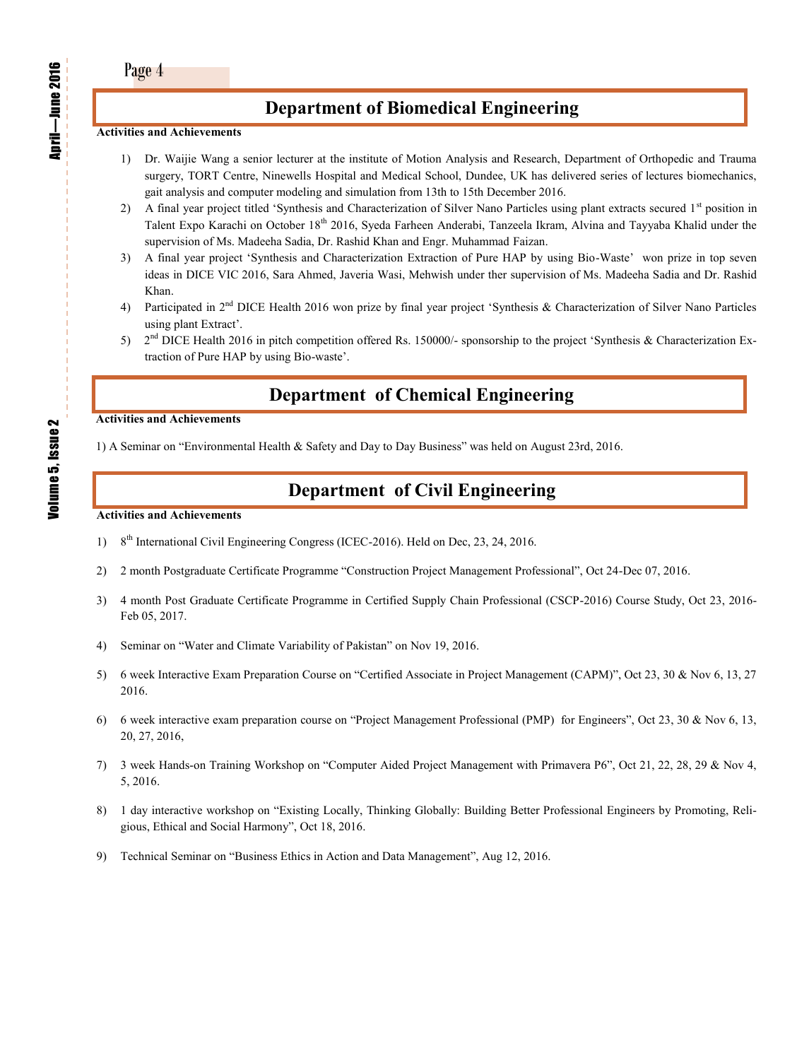## Department of Biomedical Engineering

**Activities and Achievements**

1) Dr. Waijie Wang a senior lecturer at the institute of Motion Analysis and Research, Department of Orthopedic and Trauma surgery, TORT Centre, Ninewells Hospital and Medical School, Dundee, UK has delivered series of lectures biomechanics, gait analysis and computer modeling and simulation from 13th to 15th December 2016.
2) A final year project titled 'Synthesis and Characterization of Silver Nano Particles using plant extracts secured 1st position in Talent Expo Karachi on October 18th 2016, Syeda Farheen Anderabi, Tanzeela Ikram, Alvina and Tayyaba Khalid under the supervision of Ms. Madeeha Sadia, Dr. Rashid Khan and Engr. Muhammad Faizan.
3) A final year project 'Synthesis and Characterization Extraction of Pure HAP by using Bio-Waste' won prize in top seven ideas in DICE VIC 2016, Sara Ahmed, Javeria Wasi, Mehwish under ther supervision of Ms. Madeeha Sadia and Dr. Rashid Khan.
4) Participated in 2nd DICE Health 2016 won prize by final year project 'Synthesis & Characterization of Silver Nano Particles using plant Extract'.
5) 2nd DICE Health 2016 in pitch competition offered Rs. 150000/- sponsorship to the project 'Synthesis & Characterization Extraction of Pure HAP by using Bio-waste'.

## Department of Chemical Engineering

**Activities and Achievements**

1) A Seminar on "Environmental Health & Safety and Day to Day Business" was held on August 23rd, 2016.

## Department of Civil Engineering

**Activities and Achievements**

1) 8th International Civil Engineering Congress (ICEC-2016). Held on Dec, 23, 24, 2016.

2) 2 month Postgraduate Certificate Programme "Construction Project Management Professional", Oct 24-Dec 07, 2016.

3) 4 month Post Graduate Certificate Programme in Certified Supply Chain Professional (CSCP-2016) Course Study, Oct 23, 2016-Feb 05, 2017.

4) Seminar on "Water and Climate Variability of Pakistan" on Nov 19, 2016.

5) 6 week Interactive Exam Preparation Course on "Certified Associate in Project Management (CAPM)", Oct 23, 30 & Nov 6, 13, 27 2016.

6) 6 week interactive exam preparation course on "Project Management Professional (PMP) for Engineers", Oct 23, 30 & Nov 6, 13, 20, 27, 2016,

7) 3 week Hands-on Training Workshop on "Computer Aided Project Management with Primavera P6", Oct 21, 22, 28, 29 & Nov 4, 5, 2016.

8) 1 day interactive workshop on "Existing Locally, Thinking Globally: Building Better Professional Engineers by Promoting, Religious, Ethical and Social Harmony", Oct 18, 2016.

9) Technical Seminar on "Business Ethics in Action and Data Management", Aug 12, 2016.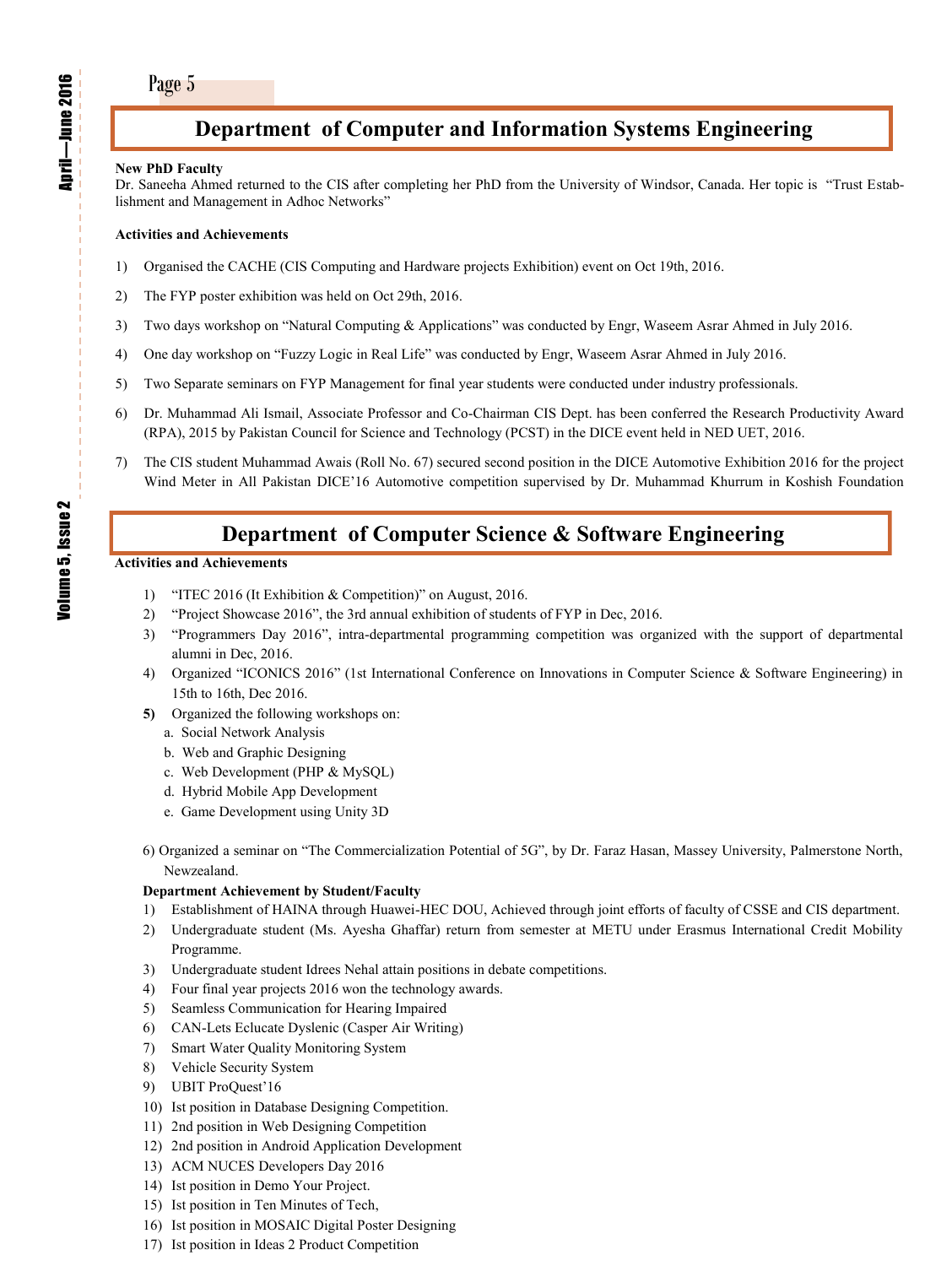## Department of Computer and Information Systems Engineering

**New PhD Faculty**

Dr. Saneeha Ahmed returned to the CIS after completing her PhD from the University of Windsor, Canada. Her topic is "Trust Establishment and Management in Adhoc Networks"

**Activities and Achievements**

1) Organised the CACHE (CIS Computing and Hardware projects Exhibition) event on Oct 19th, 2016.
2) The FYP poster exhibition was held on Oct 29th, 2016.
3) Two days workshop on "Natural Computing & Applications" was conducted by Engr, Waseem Asrar Ahmed in July 2016.
4) One day workshop on "Fuzzy Logic in Real Life" was conducted by Engr, Waseem Asrar Ahmed in July 2016.
5) Two Separate seminars on FYP Management for final year students were conducted under industry professionals.
6) Dr. Muhammad Ali Ismail, Associate Professor and Co-Chairman CIS Dept. has been conferred the Research Productivity Award (RPA), 2015 by Pakistan Council for Science and Technology (PCST) in the DICE event held in NED UET, 2016.
7) The CIS student Muhammad Awais (Roll No. 67) secured second position in the DICE Automotive Exhibition 2016 for the project Wind Meter in All Pakistan DICE'16 Automotive competition supervised by Dr. Muhammad Khurrum in Koshish Foundation

## Department of Computer Science & Software Engineering

**Activities and Achievements**

1) "ITEC 2016 (It Exhibition & Competition)" on August, 2016.
2) "Project Showcase 2016", the 3rd annual exhibition of students of FYP in Dec, 2016.
3) "Programmers Day 2016", intra-departmental programming competition was organized with the support of departmental alumni in Dec, 2016.
4) Organized "ICONICS 2016" (1st International Conference on Innovations in Computer Science & Software Engineering) in 15th to 16th, Dec 2016.
5) Organized the following workshops on:
   a. Social Network Analysis
   b. Web and Graphic Designing
   c. Web Development (PHP & MySQL)
   d. Hybrid Mobile App Development
   e. Game Development using Unity 3D

6) Organized a seminar on "The Commercialization Potential of 5G", by Dr. Faraz Hasan, Massey University, Palmerstone North, Newzealand.

**Department Achievement by Student/Faculty**

1) Establishment of HAINA through Huawei-HEC DOU, Achieved through joint efforts of faculty of CSSE and CIS department.
2) Undergraduate student (Ms. Ayesha Ghaffar) return from semester at METU under Erasmus International Credit Mobility Programme.
3) Undergraduate student Idrees Nehal attain positions in debate competitions.
4) Four final year projects 2016 won the technology awards.
5) Seamless Communication for Hearing Impaired
6) CAN-Lets Eclucate Dyslenic (Casper Air Writing)
7) Smart Water Quality Monitoring System
8) Vehicle Security System
9) UBIT ProQuest'16
10) Ist position in Database Designing Competition.
11) 2nd position in Web Designing Competition
12) 2nd position in Android Application Development
13) ACM NUCES Developers Day 2016
14) Ist position in Demo Your Project.
15) Ist position in Ten Minutes of Tech,
16) Ist position in MOSAIC Digital Poster Designing
17) Ist position in Ideas 2 Product Competition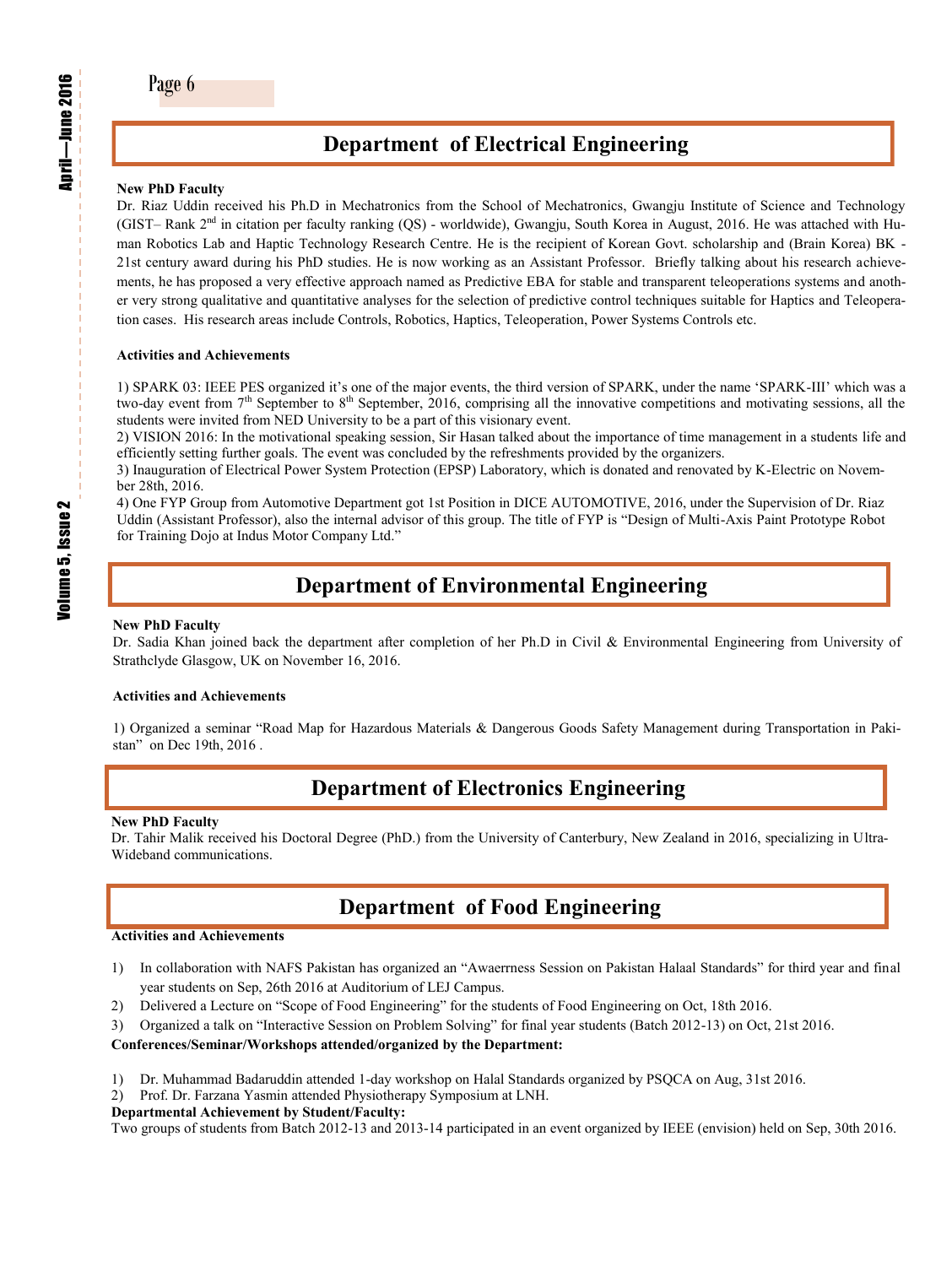## Department of Electrical Engineering

**New PhD Faculty**

Dr. Riaz Uddin received his Ph.D in Mechatronics from the School of Mechatronics, Gwangju Institute of Science and Technology (GIST– Rank 2nd in citation per faculty ranking (QS) - worldwide), Gwangju, South Korea in August, 2016. He was attached with Human Robotics Lab and Haptic Technology Research Centre. He is the recipient of Korean Govt. scholarship and (Brain Korea) BK - 21st century award during his PhD studies. He is now working as an Assistant Professor. Briefly talking about his research achievements, he has proposed a very effective approach named as Predictive EBA for stable and transparent teleoperations systems and another very strong qualitative and quantitative analyses for the selection of predictive control techniques suitable for Haptics and Teleoperation cases. His research areas include Controls, Robotics, Haptics, Teleoperation, Power Systems Controls etc.

**Activities and Achievements**

1) SPARK 03: IEEE PES organized it's one of the major events, the third version of SPARK, under the name 'SPARK-III' which was a two-day event from 7th September to 8th September, 2016, comprising all the innovative competitions and motivating sessions, all the students were invited from NED University to be a part of this visionary event.
2) VISION 2016: In the motivational speaking session, Sir Hasan talked about the importance of time management in a students life and efficiently setting further goals. The event was concluded by the refreshments provided by the organizers.
3) Inauguration of Electrical Power System Protection (EPSP) Laboratory, which is donated and renovated by K-Electric on November 28th, 2016.
4) One FYP Group from Automotive Department got 1st Position in DICE AUTOMOTIVE, 2016, under the Supervision of Dr. Riaz Uddin (Assistant Professor), also the internal advisor of this group. The title of FYP is "Design of Multi-Axis Paint Prototype Robot for Training Dojo at Indus Motor Company Ltd."

## Department of Environmental Engineering

**New PhD Faculty**

Dr. Sadia Khan joined back the department after completion of her Ph.D in Civil & Environmental Engineering from University of Strathclyde Glasgow, UK on November 16, 2016.

**Activities and Achievements**

1) Organized a seminar "Road Map for Hazardous Materials & Dangerous Goods Safety Management during Transportation in Pakistan" on Dec 19th, 2016 .

## Department of Electronics Engineering

**New PhD Faculty**

Dr. Tahir Malik received his Doctoral Degree (PhD.) from the University of Canterbury, New Zealand in 2016, specializing in Ultra-Wideband communications.

## Department of Food Engineering

**Activities and Achievements**

1) In collaboration with NAFS Pakistan has organized an "Awaerrness Session on Pakistan Halaal Standards" for third year and final year students on Sep, 26th 2016 at Auditorium of LEJ Campus.
2) Delivered a Lecture on "Scope of Food Engineering" for the students of Food Engineering on Oct, 18th 2016.
3) Organized a talk on "Interactive Session on Problem Solving" for final year students (Batch 2012-13) on Oct, 21st 2016.

**Conferences/Seminar/Workshops attended/organized by the Department:**

1) Dr. Muhammad Badaruddin attended 1-day workshop on Halal Standards organized by PSQCA on Aug, 31st 2016.
2) Prof. Dr. Farzana Yasmin attended Physiotherapy Symposium at LNH.

**Departmental Achievement by Student/Faculty:**

Two groups of students from Batch 2012-13 and 2013-14 participated in an event organized by IEEE (envision) held on Sep, 30th 2016.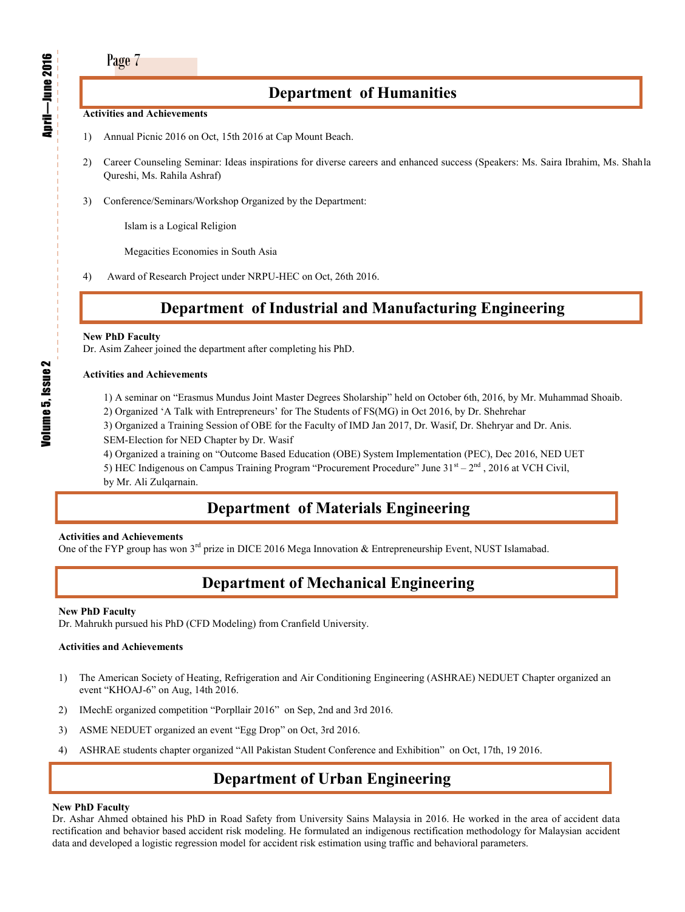## Department of Humanities

**Activities and Achievements**

1) Annual Picnic 2016 on Oct, 15th 2016 at Cap Mount Beach.

2) Career Counseling Seminar: Ideas inspirations for diverse careers and enhanced success (Speakers: Ms. Saira Ibrahim, Ms. Shahla Qureshi, Ms. Rahila Ashraf)

3) Conference/Seminars/Workshop Organized by the Department:

   Islam is a Logical Religion

   Megacities Economies in South Asia

4) Award of Research Project under NRPU-HEC on Oct, 26th 2016.

## Department of Industrial and Manufacturing Engineering

**New PhD Faculty**
Dr. Asim Zaheer joined the department after completing his PhD.

**Activities and Achievements**

1) A seminar on "Erasmus Mundus Joint Master Degrees Sholarship" held on October 6th, 2016, by Mr. Muhammad Shoaib.
2) Organized 'A Talk with Entrepreneurs' for The Students of FS(MG) in Oct 2016, by Dr. Shehrehar
3) Organized a Training Session of OBE for the Faculty of IMD Jan 2017, Dr. Wasif, Dr. Shehryar and Dr. Anis.
SEM-Election for NED Chapter by Dr. Wasif
4) Organized a training on "Outcome Based Education (OBE) System Implementation (PEC), Dec 2016, NED UET
5) HEC Indigenous on Campus Training Program "Procurement Procedure" June 31st – 2nd , 2016 at VCH Civil, by Mr. Ali Zulqarnain.

## Department of Materials Engineering

**Activities and Achievements**
One of the FYP group has won 3rd prize in DICE 2016 Mega Innovation & Entrepreneurship Event, NUST Islamabad.

## Department of Mechanical Engineering

**New PhD Faculty**
Dr. Mahrukh pursued his PhD (CFD Modeling) from Cranfield University.

**Activities and Achievements**

1) The American Society of Heating, Refrigeration and Air Conditioning Engineering (ASHRAE) NEDUET Chapter organized an event "KHOAJ-6" on Aug, 14th 2016.

2) IMechE organized competition "Porpllair 2016" on Sep, 2nd and 3rd 2016.

3) ASME NEDUET organized an event "Egg Drop" on Oct, 3rd 2016.

4) ASHRAE students chapter organized "All Pakistan Student Conference and Exhibition" on Oct, 17th, 19 2016.

## Department of Urban Engineering

**New PhD Faculty**
Dr. Ashar Ahmed obtained his PhD in Road Safety from University Sains Malaysia in 2016. He worked in the area of accident data rectification and behavior based accident risk modeling. He formulated an indigenous rectification methodology for Malaysian accident data and developed a logistic regression model for accident risk estimation using traffic and behavioral parameters.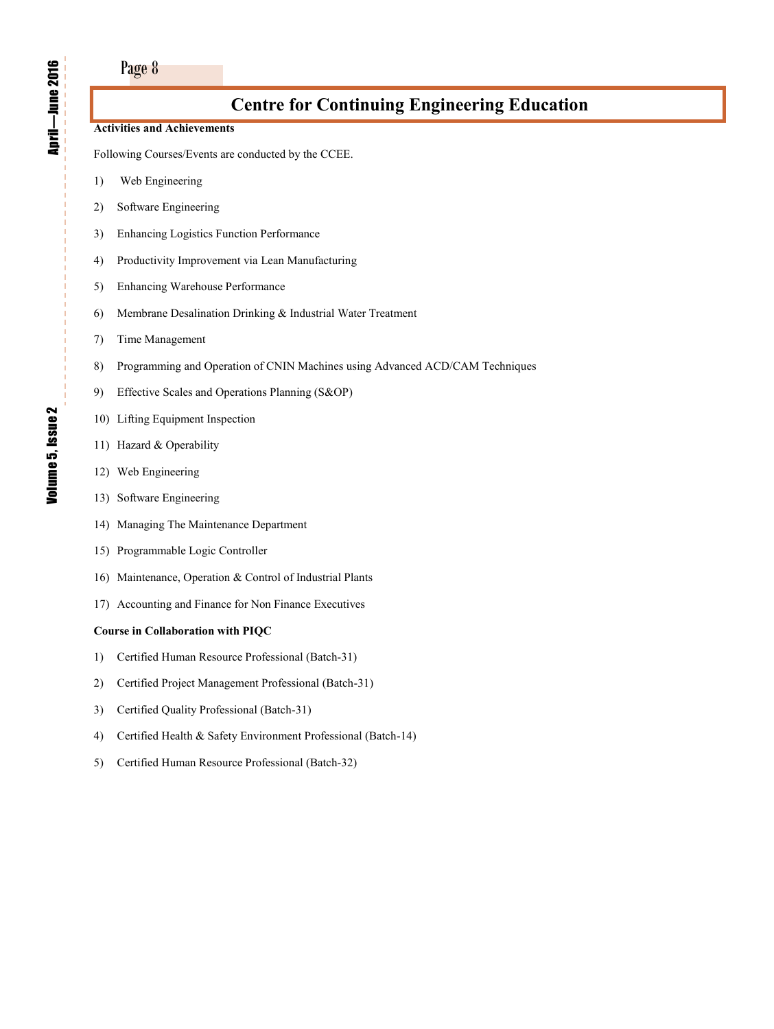# Centre for Continuing Engineering Education

**Activities and Achievements**

Following Courses/Events are conducted by the CCEE.

1) Web Engineering
2) Software Engineering
3) Enhancing Logistics Function Performance
4) Productivity Improvement via Lean Manufacturing
5) Enhancing Warehouse Performance
6) Membrane Desalination Drinking & Industrial Water Treatment
7) Time Management
8) Programming and Operation of CNIN Machines using Advanced ACD/CAM Techniques
9) Effective Scales and Operations Planning (S&OP)
10) Lifting Equipment Inspection
11) Hazard & Operability
12) Web Engineering
13) Software Engineering
14) Managing The Maintenance Department
15) Programmable Logic Controller
16) Maintenance, Operation & Control of Industrial Plants
17) Accounting and Finance for Non Finance Executives

**Course in Collaboration with PIQC**

1) Certified Human Resource Professional (Batch-31)
2) Certified Project Management Professional (Batch-31)
3) Certified Quality Professional (Batch-31)
4) Certified Health & Safety Environment Professional (Batch-14)
5) Certified Human Resource Professional (Batch-32)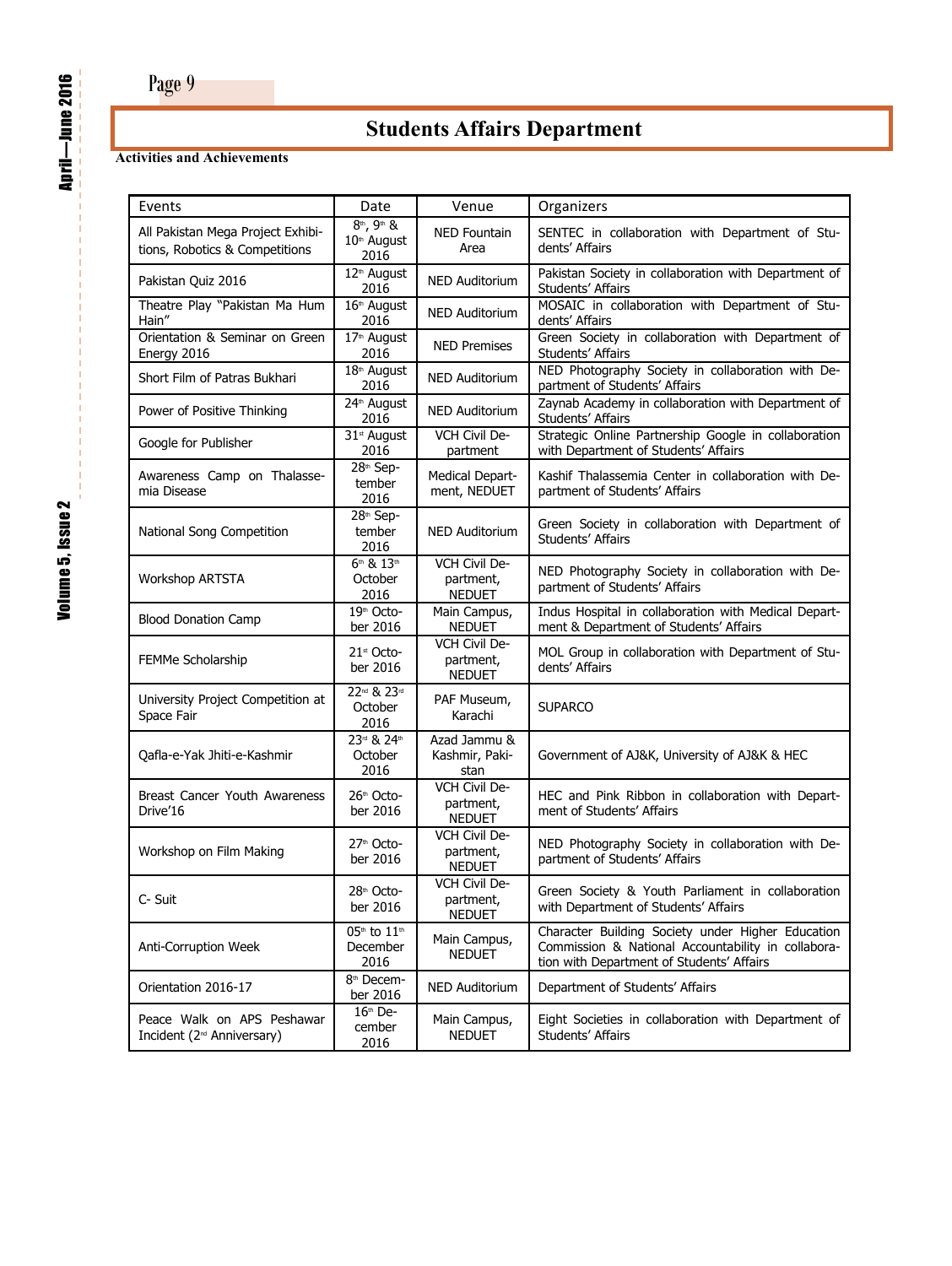# Students Affairs Department

**Activities and Achievements**

| Events | Date | Venue | Organizers |
|---|---|---|---|
| All Pakistan Mega Project Exhibitions, Robotics & Competitions | 8th, 9th & 10th August 2016 | NED Fountain Area | SENTEC in collaboration with Department of Students' Affairs |
| Pakistan Quiz 2016 | 12th August 2016 | NED Auditorium | Pakistan Society in collaboration with Department of Students' Affairs |
| Theatre Play "Pakistan Ma Hum Hain" | 16th August 2016 | NED Auditorium | MOSAIC in collaboration with Department of Students' Affairs |
| Orientation & Seminar on Green Energy 2016 | 17th August 2016 | NED Premises | Green Society in collaboration with Department of Students' Affairs |
| Short Film of Patras Bukhari | 18th August 2016 | NED Auditorium | NED Photography Society in collaboration with Department of Students' Affairs |
| Power of Positive Thinking | 24th August 2016 | NED Auditorium | Zaynab Academy in collaboration with Department of Students' Affairs |
| Google for Publisher | 31st August 2016 | VCH Civil Department | Strategic Online Partnership Google in collaboration with Department of Students' Affairs |
| Awareness Camp on Thalassemia Disease | 28th September 2016 | Medical Department, NEDUET | Kashif Thalassemia Center in collaboration with Department of Students' Affairs |
| National Song Competition | 28th September 2016 | NED Auditorium | Green Society in collaboration with Department of Students' Affairs |
| Workshop ARTSTA | 6th & 13th October 2016 | VCH Civil Department, NEDUET | NED Photography Society in collaboration with Department of Students' Affairs |
| Blood Donation Camp | 19th October 2016 | Main Campus, NEDUET | Indus Hospital in collaboration with Medical Department & Department of Students' Affairs |
| FEMMe Scholarship | 21st October 2016 | VCH Civil Department, NEDUET | MOL Group in collaboration with Department of Students' Affairs |
| University Project Competition at Space Fair | 22nd & 23rd October 2016 | PAF Museum, Karachi | SUPARCO |
| Qafla-e-Yak Jhiti-e-Kashmir | 23rd & 24th October 2016 | Azad Jammu & Kashmir, Pakistan | Government of AJ&K, University of AJ&K & HEC |
| Breast Cancer Youth Awareness Drive'16 | 26th October 2016 | VCH Civil Department, NEDUET | HEC and Pink Ribbon in collaboration with Department of Students' Affairs |
| Workshop on Film Making | 27th October 2016 | VCH Civil Department, NEDUET | NED Photography Society in collaboration with Department of Students' Affairs |
| C- Suit | 28th October 2016 | VCH Civil Department, NEDUET | Green Society & Youth Parliament in collaboration with Department of Students' Affairs |
| Anti-Corruption Week | 05th to 11th December 2016 | Main Campus, NEDUET | Character Building Society under Higher Education Commission & National Accountability in collaboration with Department of Students' Affairs |
| Orientation 2016-17 | 8th December 2016 | NED Auditorium | Department of Students' Affairs |
| Peace Walk on APS Peshawar Incident (2nd Anniversary) | 16th December 2016 | Main Campus, NEDUET | Eight Societies in collaboration with Department of Students' Affairs |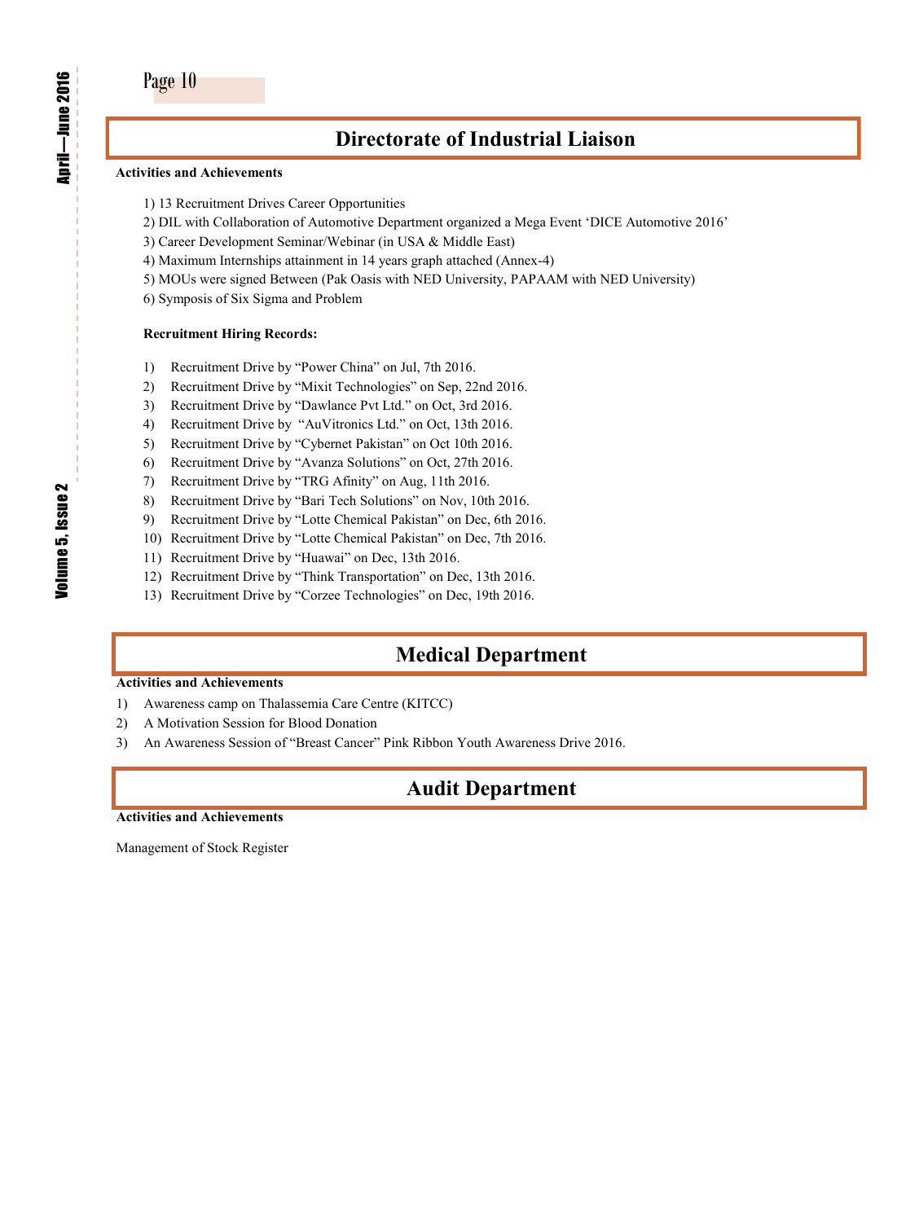## Directorate of Industrial Liaison

**Activities and Achievements**

1) 13 Recruitment Drives Career Opportunities
2) DIL with Collaboration of Automotive Department organized a Mega Event 'DICE Automotive 2016'
3) Career Development Seminar/Webinar (in USA & Middle East)
4) Maximum Internships attainment in 14 years graph attached (Annex-4)
5) MOUs were signed Between (Pak Oasis with NED University, PAPAAM with NED University)
6) Symposis of Six Sigma and Problem

**Recruitment Hiring Records:**

1) Recruitment Drive by "Power China" on Jul, 7th 2016.
2) Recruitment Drive by "Mixit Technologies" on Sep, 22nd 2016.
3) Recruitment Drive by "Dawlance Pvt Ltd." on Oct, 3rd 2016.
4) Recruitment Drive by "AuVitronics Ltd." on Oct, 13th 2016.
5) Recruitment Drive by "Cybernet Pakistan" on Oct 10th 2016.
6) Recruitment Drive by "Avanza Solutions" on Oct, 27th 2016.
7) Recruitment Drive by "TRG Afinity" on Aug, 11th 2016.
8) Recruitment Drive by "Bari Tech Solutions" on Nov, 10th 2016.
9) Recruitment Drive by "Lotte Chemical Pakistan" on Dec, 6th 2016.
10) Recruitment Drive by "Lotte Chemical Pakistan" on Dec, 7th 2016.
11) Recruitment Drive by "Huawai" on Dec, 13th 2016.
12) Recruitment Drive by "Think Transportation" on Dec, 13th 2016.
13) Recruitment Drive by "Corzee Technologies" on Dec, 19th 2016.

## Medical Department

**Activities and Achievements**

1) Awareness camp on Thalassemia Care Centre (KITCC)
2) A Motivation Session for Blood Donation
3) An Awareness Session of "Breast Cancer" Pink Ribbon Youth Awareness Drive 2016.

## Audit Department

**Activities and Achievements**

Management of Stock Register